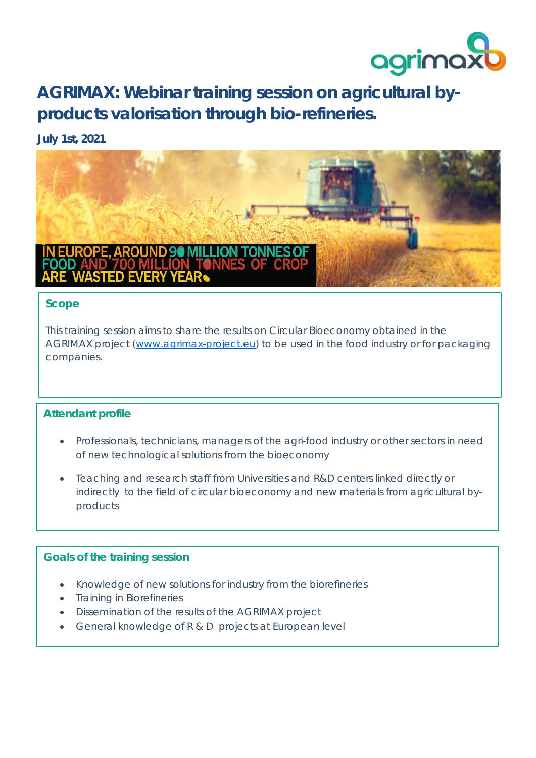# AGRIMAX: Webinar training session on agricultural by-products valorisation through bio-refineries.

**July 1st, 2021**

IN EUROPE, AROUND 90 MILLION TONNES OF FOOD AND 700 MILLION TONNES OF CROP ARE WASTED EVERY YEAR

## Scope

This training session aims to share the results on Circular Bioeconomy obtained in the AGRIMAX project (www.agrimax-project.eu) to be used in the food industry or for packaging companies.

## Attendant profile

- Professionals, technicians, managers of the agri-food industry or other sectors in need of new technological solutions from the bioeconomy
- Teaching and research staff from Universities and R&D centers linked directly or indirectly to the field of circular bioeconomy and new materials from agricultural by-products

## Goals of the training session

- Knowledge of new solutions for industry from the biorefineries
- Training in Biorefineries
- Dissemination of the results of the AGRIMAX project
- General knowledge of R & D projects at European level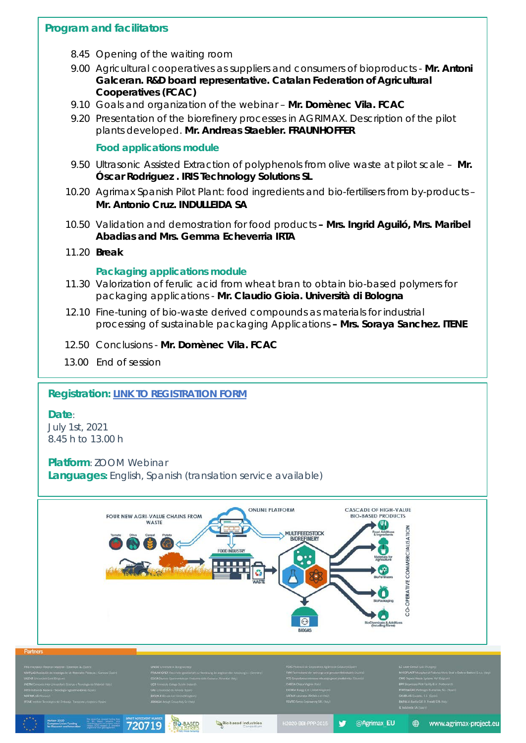## Program and facilitators

- 8.45 Opening of the waiting room
- 9.00 Agricultural cooperatives as suppliers and consumers of bioproducts - **Mr. Antoni Galceran. R&D board representative. Catalan Federation of Agricultural Cooperatives (FCAC)**
- 9.10 Goals and organization of the webinar – **Mr. Domènec Vila. FCAC**
- 9.20 Presentation of the biorefinery processes in AGRIMAX. Description of the pilot plants developed. **Mr. Andreas Staebler. FRAUNHOFFER**

### Food applications module

- 9.50 Ultrasonic Assisted Extraction of polyphenols from olive waste at pilot scale – **Mr. Óscar Rodriguez . IRIS Technology Solutions SL**
- 10.20 Agrimax Spanish Pilot Plant: food ingredients and bio-fertilisers from by-products – **Mr. Antonio Cruz. INDULLEIDA SA**
- 10.50 Validation and demostration for food products **– Mrs. Ingrid Aguiló, Mrs. Maribel Abadias and Mrs. Gemma Echeverria IRTA**
- 11.20 **Break**

### Packaging applications module

- 11.30 Valorization of ferulic acid from wheat bran to obtain bio-based polymers for packaging applications - **Mr. Claudio Gioia. Università di Bologna**
- 12.10 Fine-tuning of bio-waste derived compounds as materials for industrial processing of sustainable packaging Applications **– Mrs. Soraya Sanchez. ITENE**
- 12.50 Conclusions - **Mr. Domènec Vila. FCAC**
- 13.00 End of session

**Registration: LINK TO REGISTRATION FORM**

**Date**:
July 1st, 2021
8.45 h to 13.00 h

**Platform**: ZOOM Webinar
**Languages:** English, Spanish (translation service available)

FOUR NEW AGRI-VALUE CHAINS FROM WASTE
Tomato
Olive
Cereal
Potato
ONLINE PLATFORM
FOOD INDUSTRY
WASTE
MULTIFEEDSTOCK BIOREFINERY
BIOGAS
CASCADE OF HIGH-VALUE BIO-BASED PRODUCTS
Food Additives & Ingredients
Materials for Agriculture
BioFertilizers
BioPackaging
BioChemicals & Additives (including fibres)
CO-OPERATIVE COMMERCIALISATION

Partners

GRANT AGREEMENT NUMBER 720719

H2020-BBI-PPP-2015

@Agrimax_EU

www.agrimax-project.eu